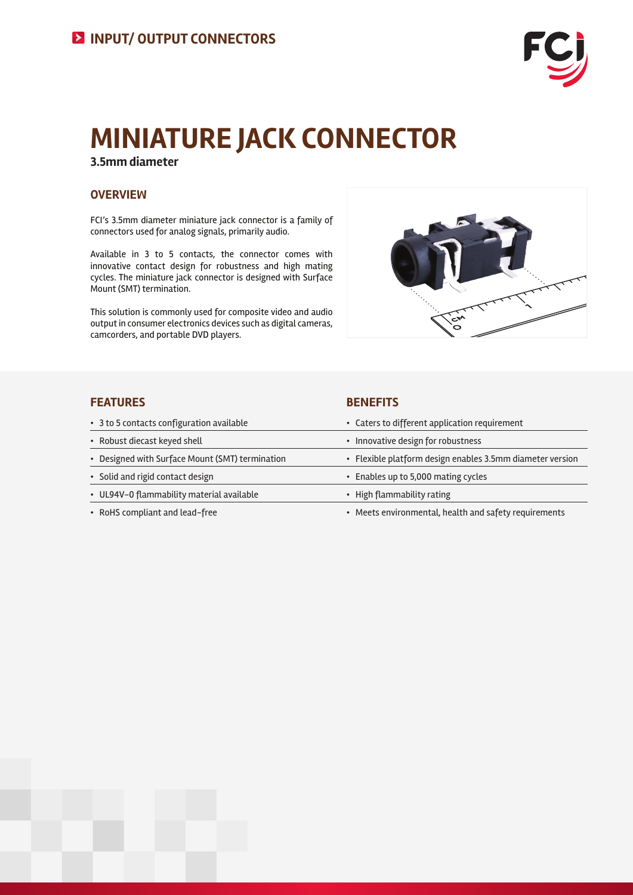INPUT/ OUTPUT CONNECTORS

# MINIATURE JACK CONNECTOR

**3.5mm diameter**

## OVERVIEW

FCI's 3.5mm diameter miniature jack connector is a family of connectors used for analog signals, primarily audio.

Available in 3 to 5 contacts, the connector comes with innovative contact design for robustness and high mating cycles. The miniature jack connector is designed with Surface Mount (SMT) termination.

This solution is commonly used for composite video and audio output in consumer electronics devices such as digital cameras, camcorders, and portable DVD players.

| FEATURES | BENEFITS |
|---|---|
| • 3 to 5 contacts configuration available | • Caters to different application requirement |
| • Robust diecast keyed shell | • Innovative design for robustness |
| • Designed with Surface Mount (SMT) termination | • Flexible platform design enables 3.5mm diameter version |
| • Solid and rigid contact design | • Enables up to 5,000 mating cycles |
| • UL94V-0 flammability material available | • High flammability rating |
| • RoHS compliant and lead-free | • Meets environmental, health and safety requirements |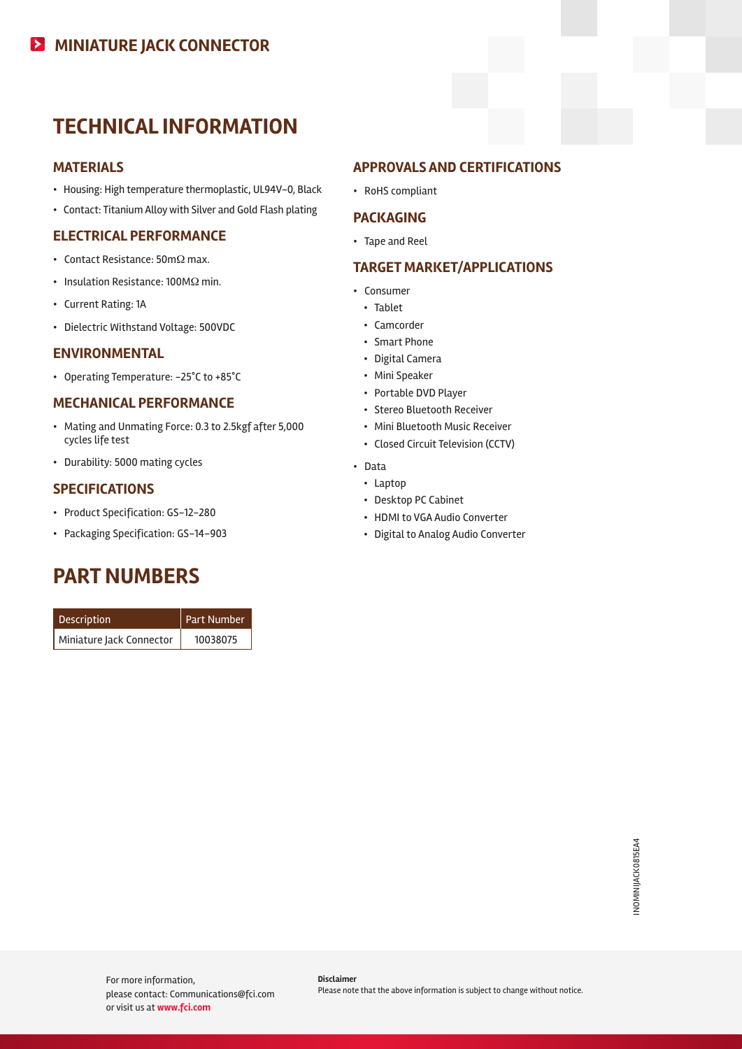# MINIATURE JACK CONNECTOR

## TECHNICAL INFORMATION

### MATERIALS

- Housing: High temperature thermoplastic, UL94V-0, Black
- Contact: Titanium Alloy with Silver and Gold Flash plating

### ELECTRICAL PERFORMANCE

- Contact Resistance: 50mΩ max.
- Insulation Resistance: 100MΩ min.
- Current Rating: 1A
- Dielectric Withstand Voltage: 500VDC

### ENVIRONMENTAL

- Operating Temperature: -25°C to +85°C

### MECHANICAL PERFORMANCE

- Mating and Unmating Force: 0.3 to 2.5kgf after 5,000 cycles life test
- Durability: 5000 mating cycles

### SPECIFICATIONS

- Product Specification: GS-12-280
- Packaging Specification: GS-14-903

### APPROVALS AND CERTIFICATIONS

- RoHS compliant

### PACKAGING

- Tape and Reel

### TARGET MARKET/APPLICATIONS

- Consumer
  - Tablet
  - Camcorder
  - Smart Phone
  - Digital Camera
  - Mini Speaker
  - Portable DVD Player
  - Stereo Bluetooth Receiver
  - Mini Bluetooth Music Receiver
  - Closed Circuit Television (CCTV)
- Data
  - Laptop
  - Desktop PC Cabinet
  - HDMI to VGA Audio Converter
  - Digital to Analog Audio Converter

## PART NUMBERS

| Description | Part Number |
|---|---|
| Miniature Jack Connector | 10038075 |

INOMINIJACK0815EA4

For more information,
please contact: Communications@fci.com
or visit us at **www.fci.com**

**Disclaimer**
Please note that the above information is subject to change without notice.